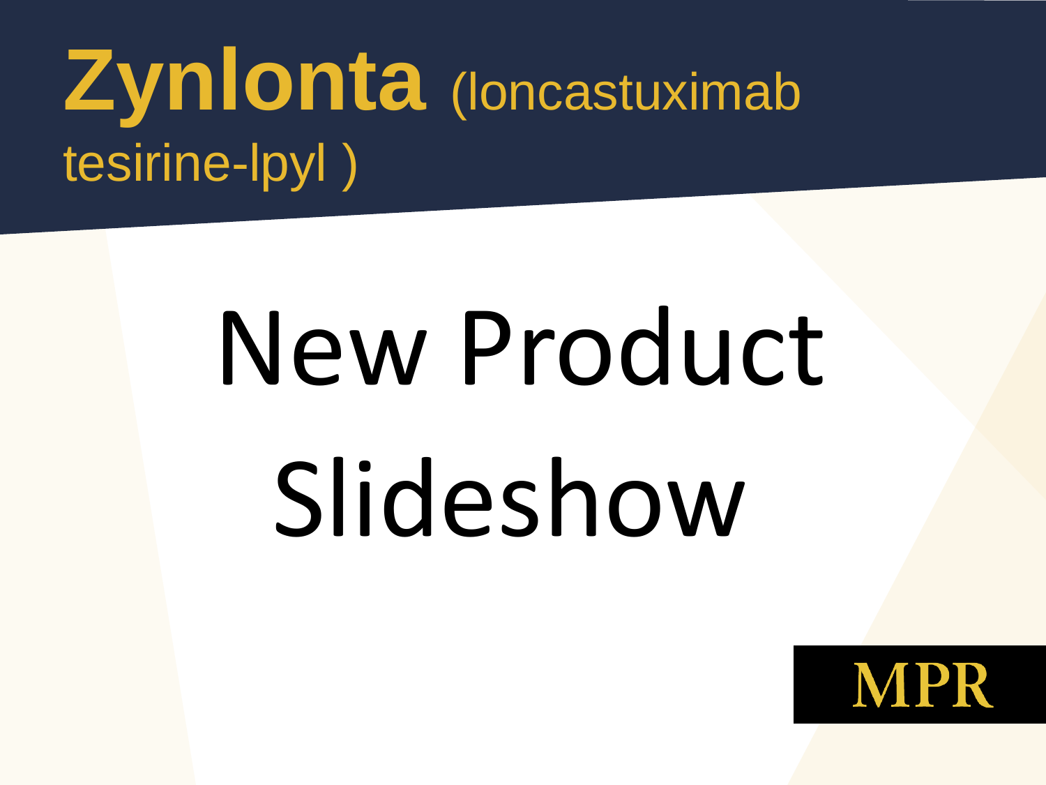# **Zynlonta** (loncastuximab tesirine-lpyl )

New Product Slideshow

MPR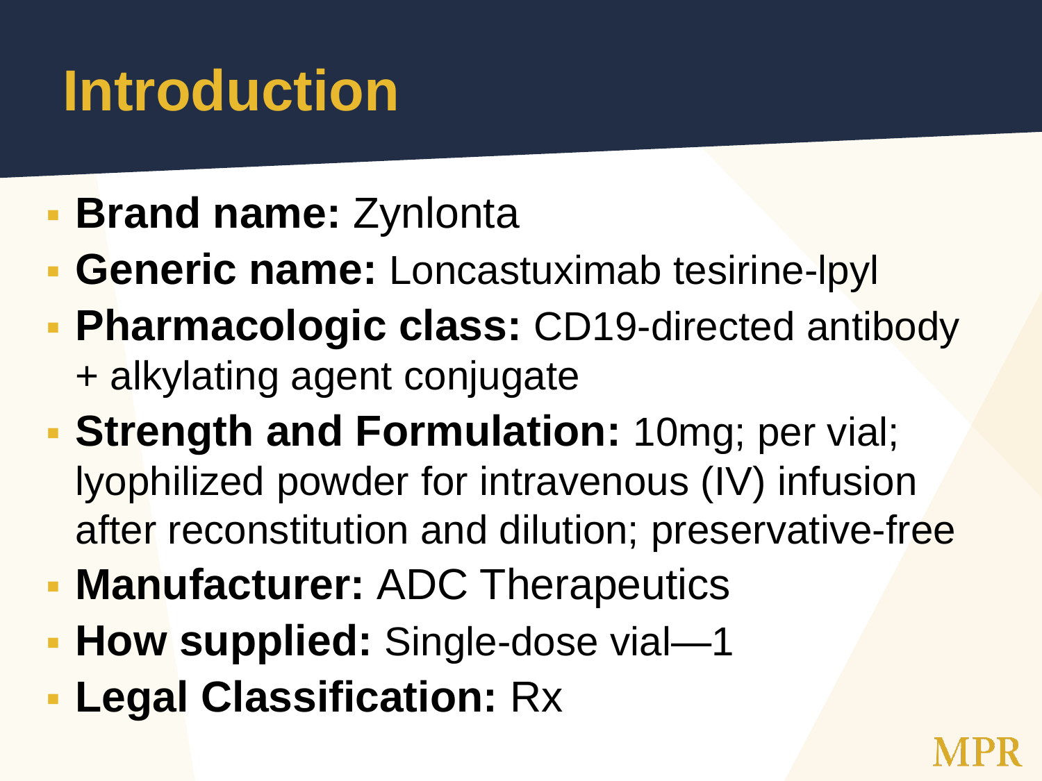# Introduction

- **Brand name:** Zynlonta
- **Generic name:** Loncastuximab tesirine-lpyl
- **Pharmacologic class:** CD19-directed antibody + alkylating agent conjugate
- **Strength and Formulation:** 10mg; per vial; lyophilized powder for intravenous (IV) infusion after reconstitution and dilution; preservative-free
- **Manufacturer:** ADC Therapeutics
- **How supplied:** Single-dose vial—1
- **Legal Classification:** Rx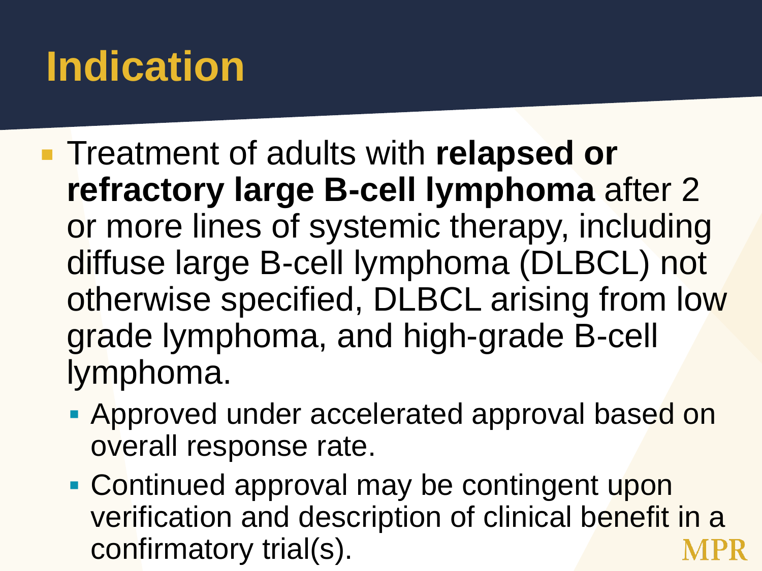# Indication

- Treatment of adults with **relapsed or refractory large B-cell lymphoma** after 2 or more lines of systemic therapy, including diffuse large B-cell lymphoma (DLBCL) not otherwise specified, DLBCL arising from low grade lymphoma, and high-grade B-cell lymphoma.
  - Approved under accelerated approval based on overall response rate.
  - Continued approval may be contingent upon verification and description of clinical benefit in a confirmatory trial(s).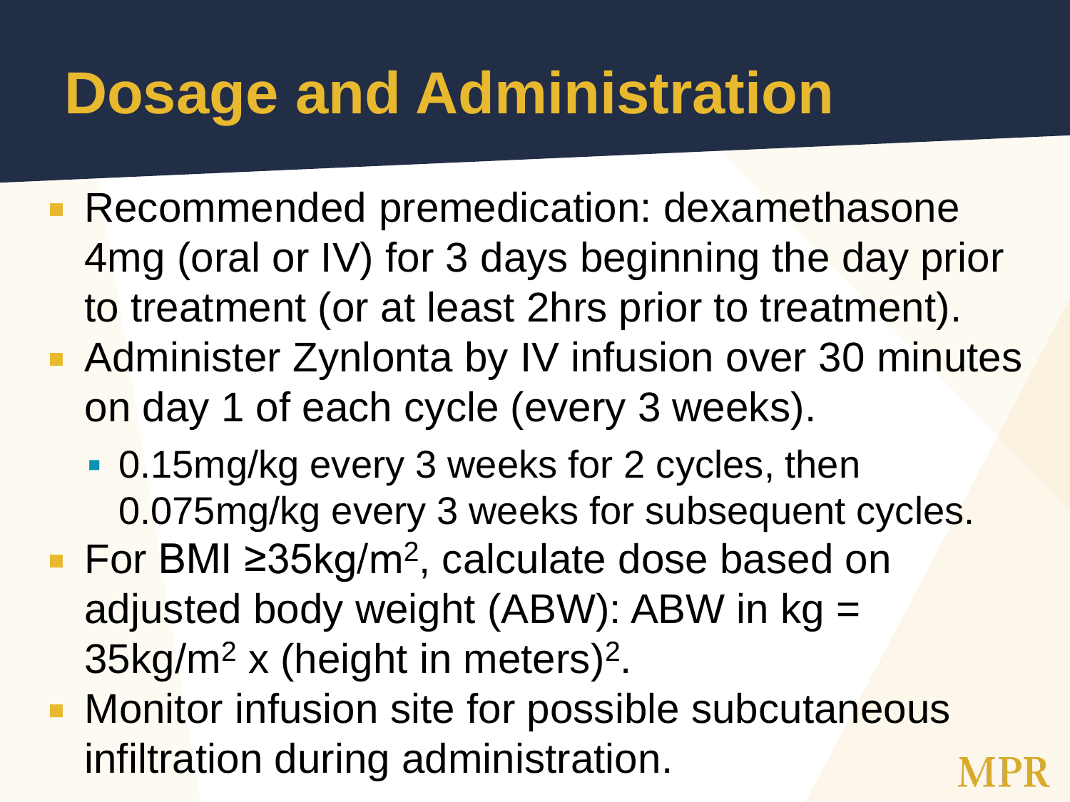# Dosage and Administration

- Recommended premedication: dexamethasone 4mg (oral or IV) for 3 days beginning the day prior to treatment (or at least 2hrs prior to treatment).
- Administer Zynlonta by IV infusion over 30 minutes on day 1 of each cycle (every 3 weeks).
  - 0.15mg/kg every 3 weeks for 2 cycles, then 0.075mg/kg every 3 weeks for subsequent cycles.
- For BMI ≥35kg/$m^2$, calculate dose based on adjusted body weight (ABW): ABW in kg = 35kg/$m^2$ x (height in meters)$^2$.
- Monitor infusion site for possible subcutaneous infiltration during administration.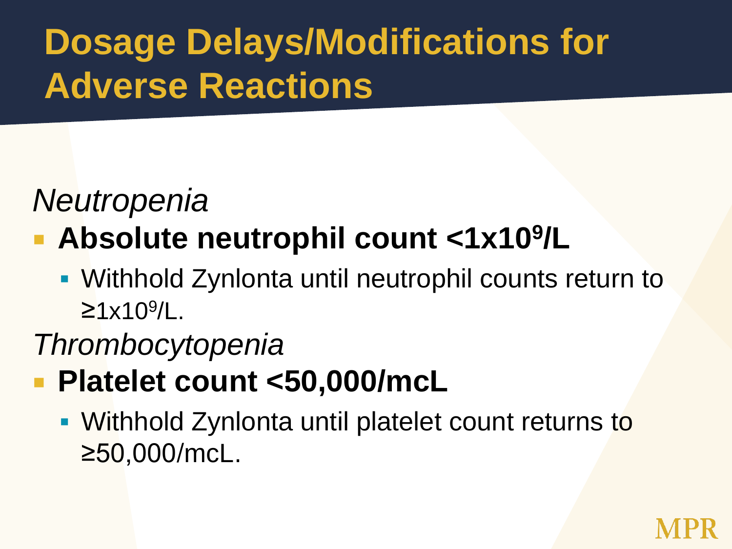# Dosage Delays/Modifications for Adverse Reactions

*Neutropenia*

- **Absolute neutrophil count <1x10$^{9}$/L**
  - Withhold Zynlonta until neutrophil counts return to ≥1x10$^{9}$/L.

*Thrombocytopenia*

- **Platelet count <50,000/mcL**
  - Withhold Zynlonta until platelet count returns to ≥50,000/mcL.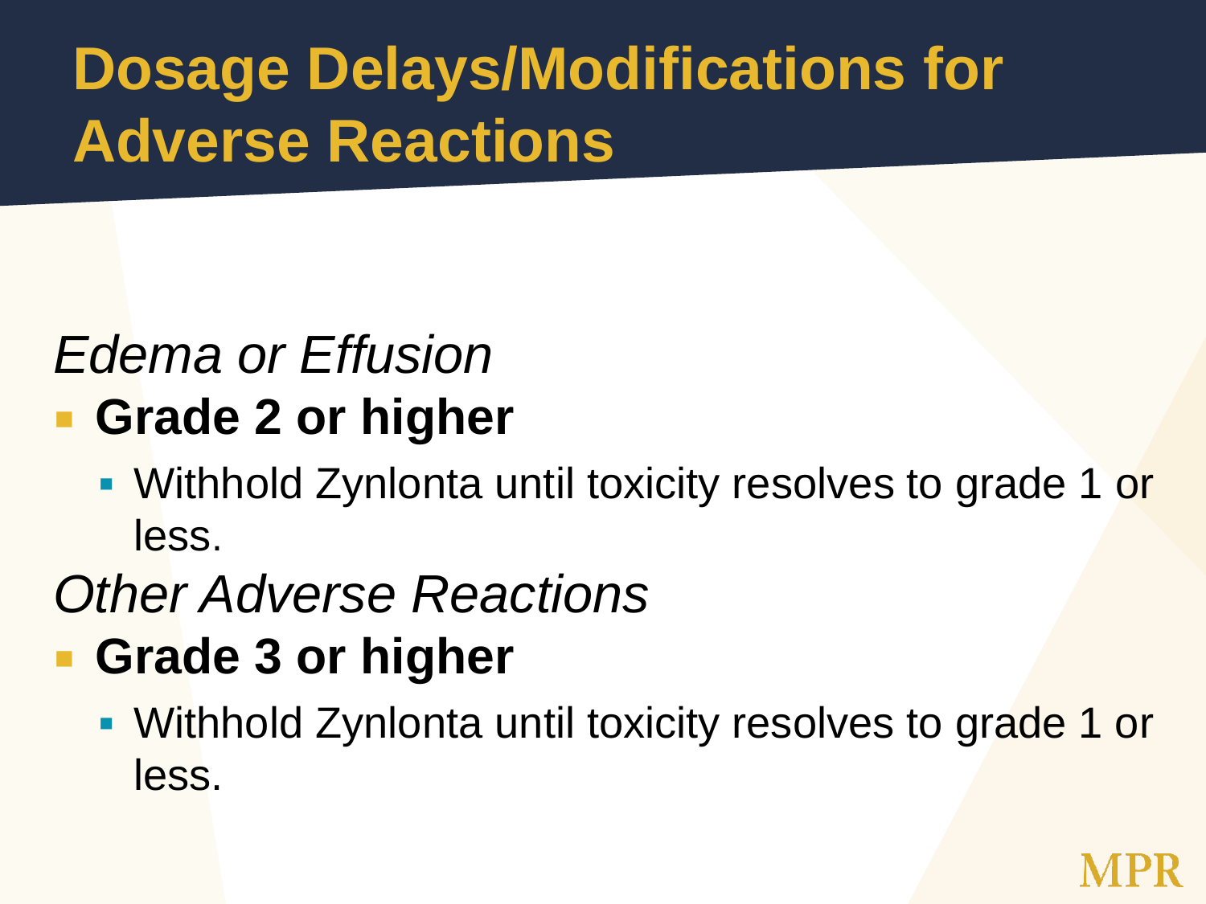# Dosage Delays/Modifications for Adverse Reactions

*Edema or Effusion*

- **Grade 2 or higher**
  - Withhold Zynlonta until toxicity resolves to grade 1 or less.

*Other Adverse Reactions*

- **Grade 3 or higher**
  - Withhold Zynlonta until toxicity resolves to grade 1 or less.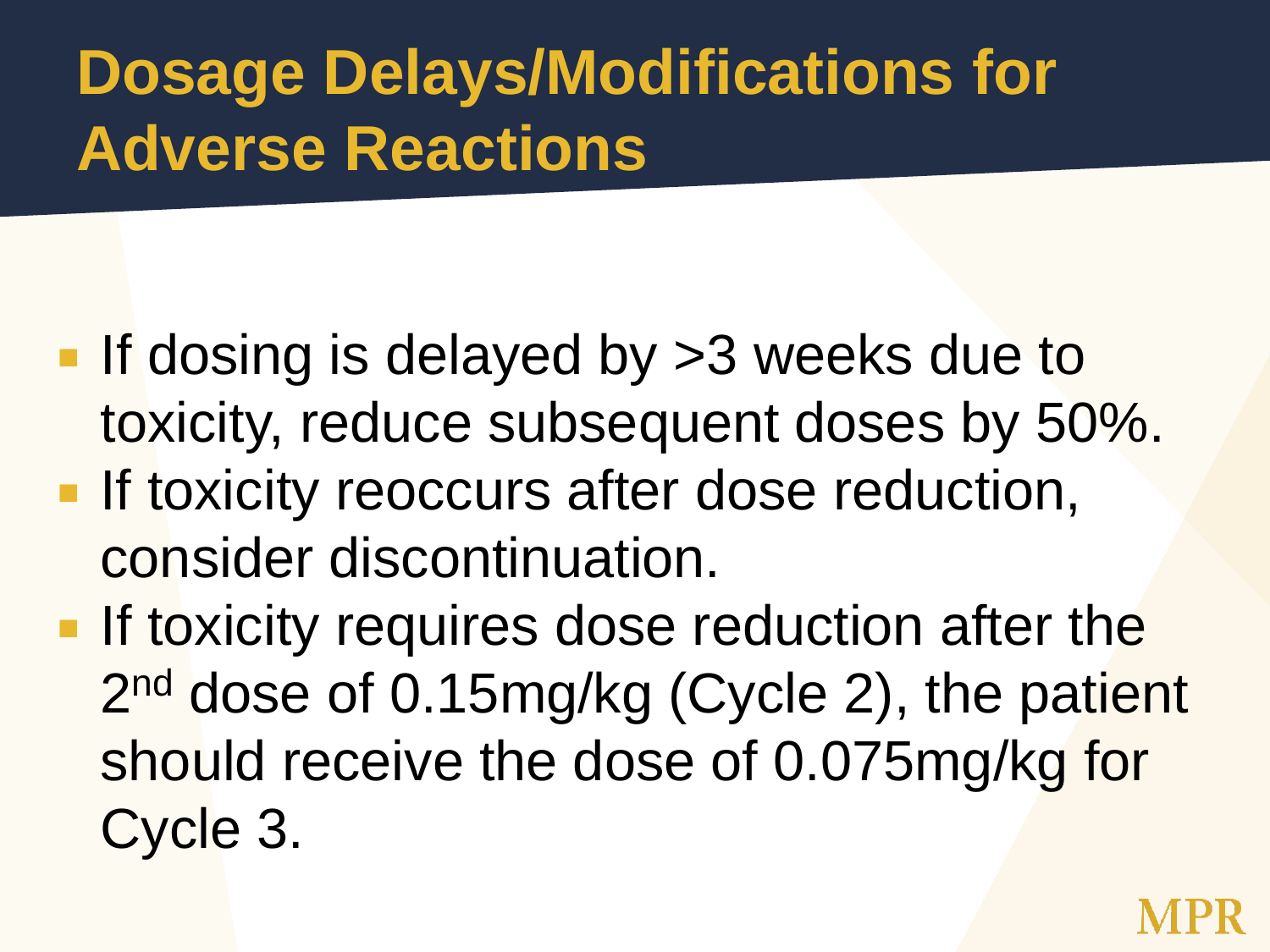# Dosage Delays/Modifications for Adverse Reactions

- If dosing is delayed by >3 weeks due to toxicity, reduce subsequent doses by 50%.
- If toxicity reoccurs after dose reduction, consider discontinuation.
- If toxicity requires dose reduction after the 2nd dose of 0.15mg/kg (Cycle 2), the patient should receive the dose of 0.075mg/kg for Cycle 3.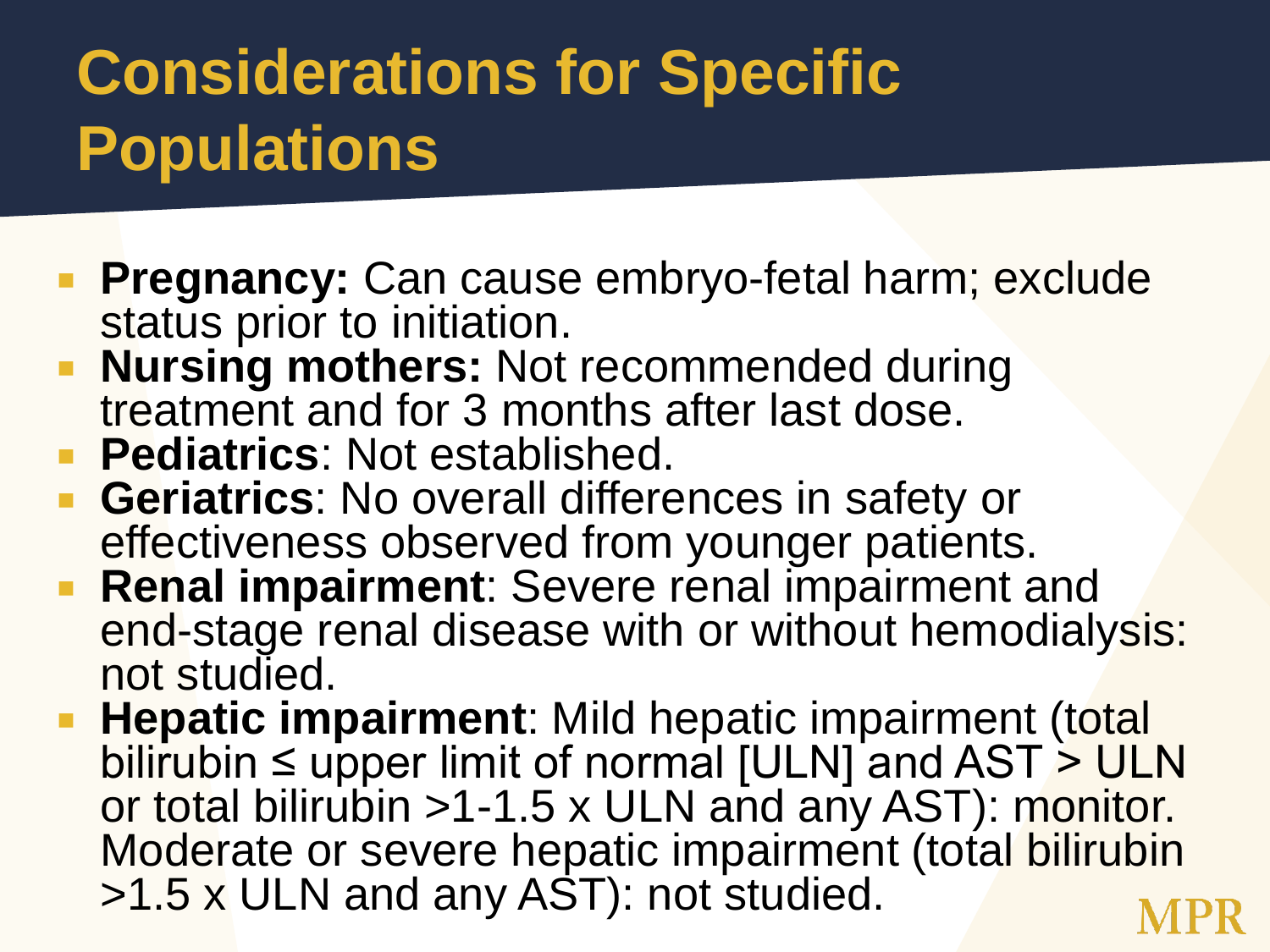# Considerations for Specific Populations

- **Pregnancy:** Can cause embryo-fetal harm; exclude status prior to initiation.
- **Nursing mothers:** Not recommended during treatment and for 3 months after last dose.
- **Pediatrics**: Not established.
- **Geriatrics**: No overall differences in safety or effectiveness observed from younger patients.
- **Renal impairment**: Severe renal impairment and end-stage renal disease with or without hemodialysis: not studied.
- **Hepatic impairment**: Mild hepatic impairment (total bilirubin ≤ upper limit of normal [ULN] and AST > ULN or total bilirubin >1-1.5 x ULN and any AST): monitor. Moderate or severe hepatic impairment (total bilirubin >1.5 x ULN and any AST): not studied.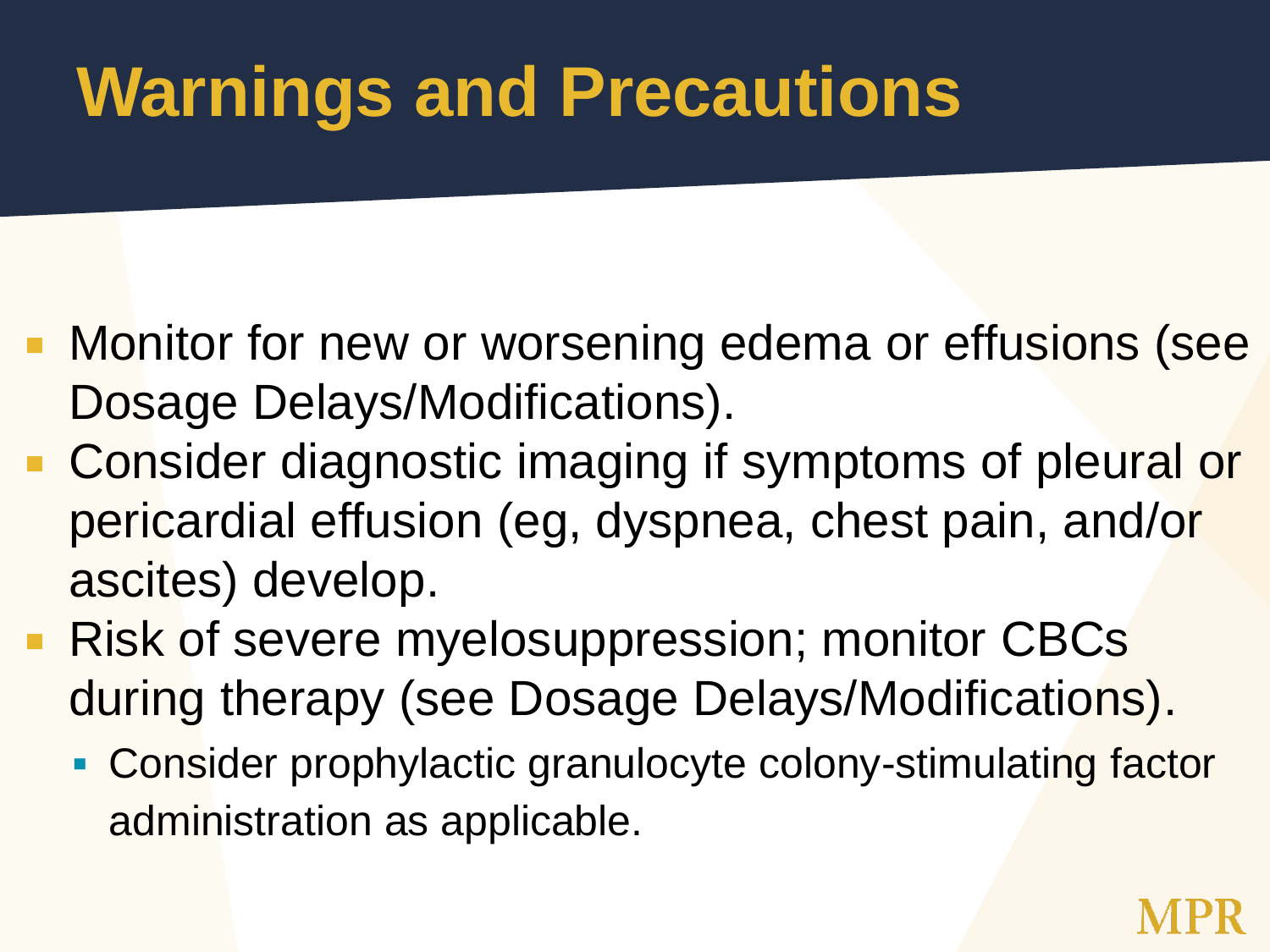# Warnings and Precautions

- Monitor for new or worsening edema or effusions (see Dosage Delays/Modifications).
- Consider diagnostic imaging if symptoms of pleural or pericardial effusion (eg, dyspnea, chest pain, and/or ascites) develop.
- Risk of severe myelosuppression; monitor CBCs during therapy (see Dosage Delays/Modifications).
  - Consider prophylactic granulocyte colony-stimulating factor administration as applicable.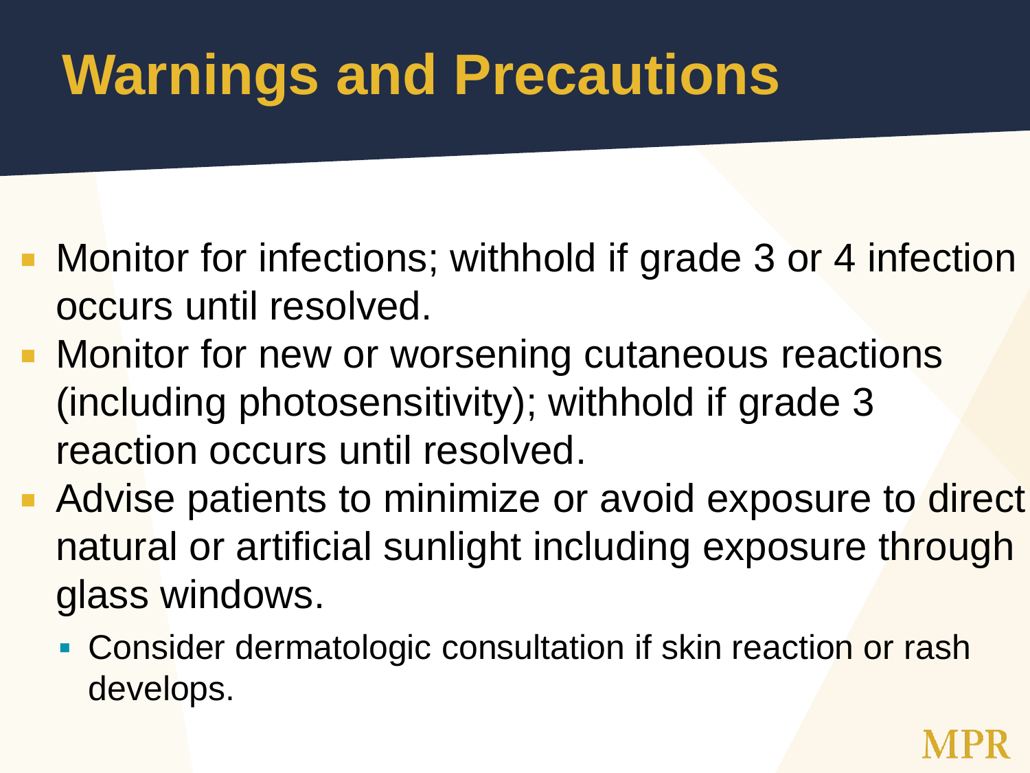# Warnings and Precautions

- Monitor for infections; withhold if grade 3 or 4 infection occurs until resolved.
- Monitor for new or worsening cutaneous reactions (including photosensitivity); withhold if grade 3 reaction occurs until resolved.
- Advise patients to minimize or avoid exposure to direct natural or artificial sunlight including exposure through glass windows.
  - Consider dermatologic consultation if skin reaction or rash develops.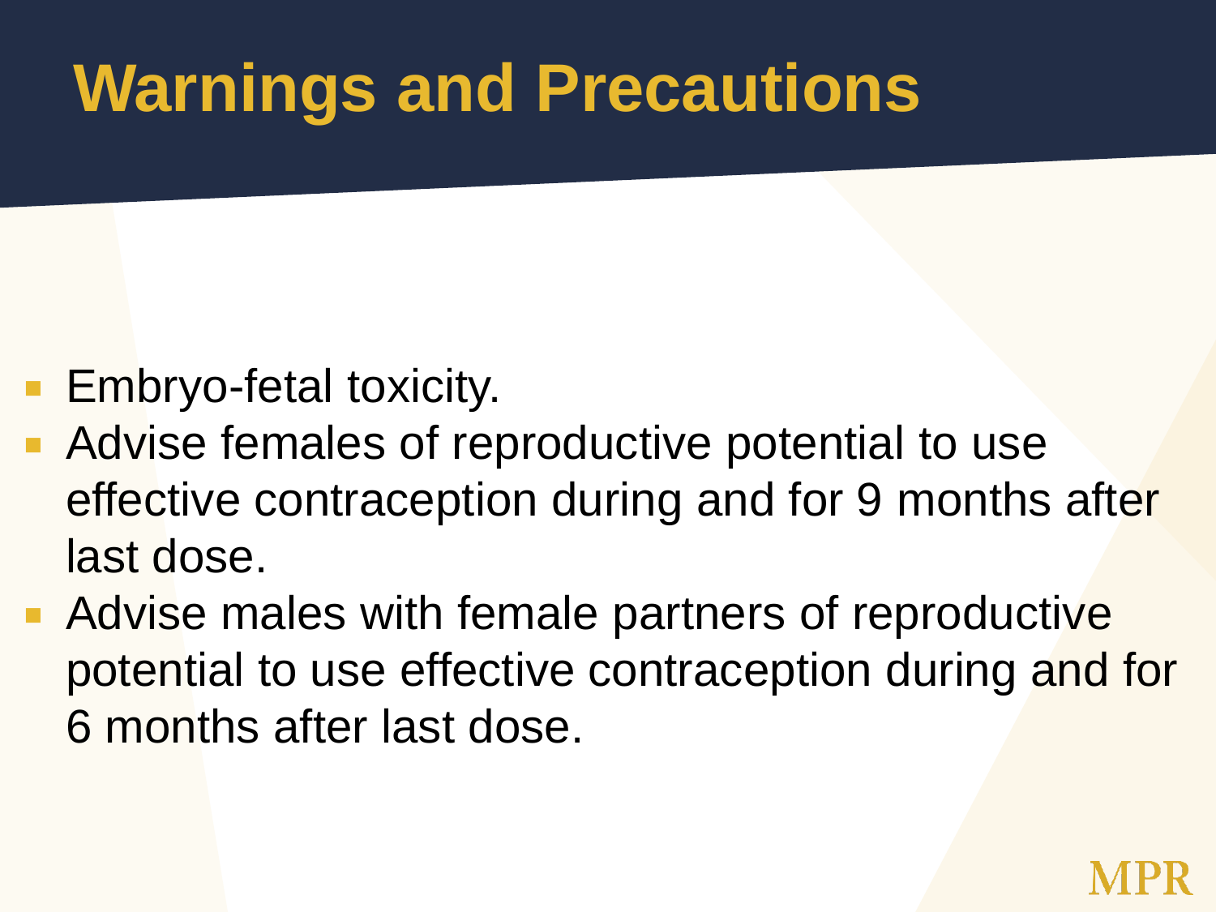# Warnings and Precautions

- Embryo-fetal toxicity.
- Advise females of reproductive potential to use effective contraception during and for 9 months after last dose.
- Advise males with female partners of reproductive potential to use effective contraception during and for 6 months after last dose.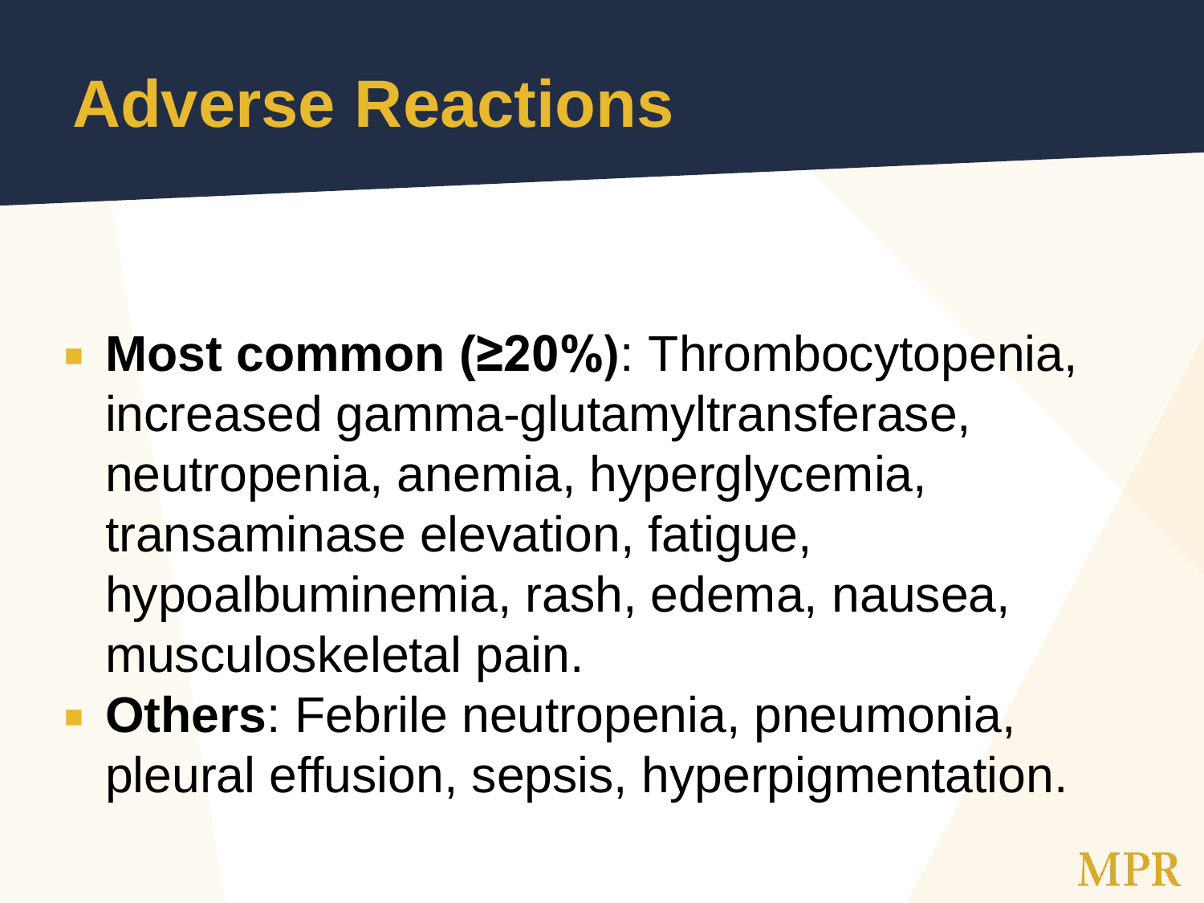# Adverse Reactions

- **Most common (≥20%)**: Thrombocytopenia, increased gamma-glutamyltransferase, neutropenia, anemia, hyperglycemia, transaminase elevation, fatigue, hypoalbuminemia, rash, edema, nausea, musculoskeletal pain.
- **Others**: Febrile neutropenia, pneumonia, pleural effusion, sepsis, hyperpigmentation.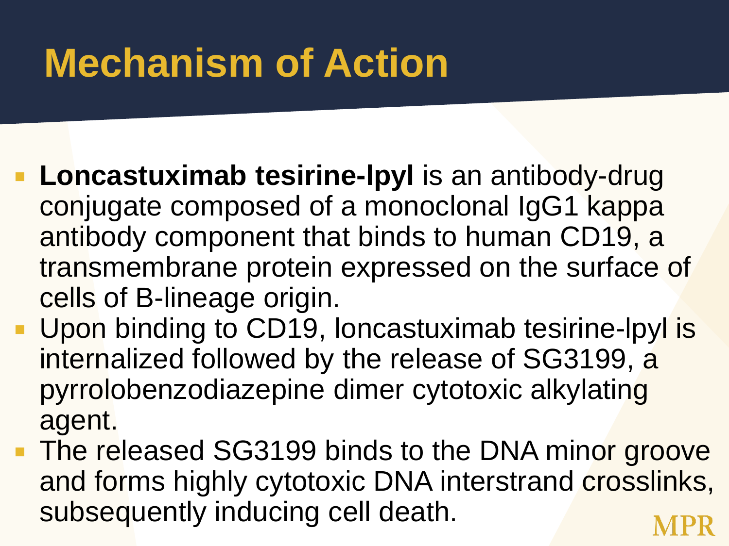# Mechanism of Action

- **Loncastuximab tesirine-lpyl** is an antibody-drug conjugate composed of a monoclonal IgG1 kappa antibody component that binds to human CD19, a transmembrane protein expressed on the surface of cells of B-lineage origin.
- Upon binding to CD19, loncastuximab tesirine-lpyl is internalized followed by the release of SG3199, a pyrrolobenzodiazepine dimer cytotoxic alkylating agent.
- The released SG3199 binds to the DNA minor groove and forms highly cytotoxic DNA interstrand crosslinks, subsequently inducing cell death.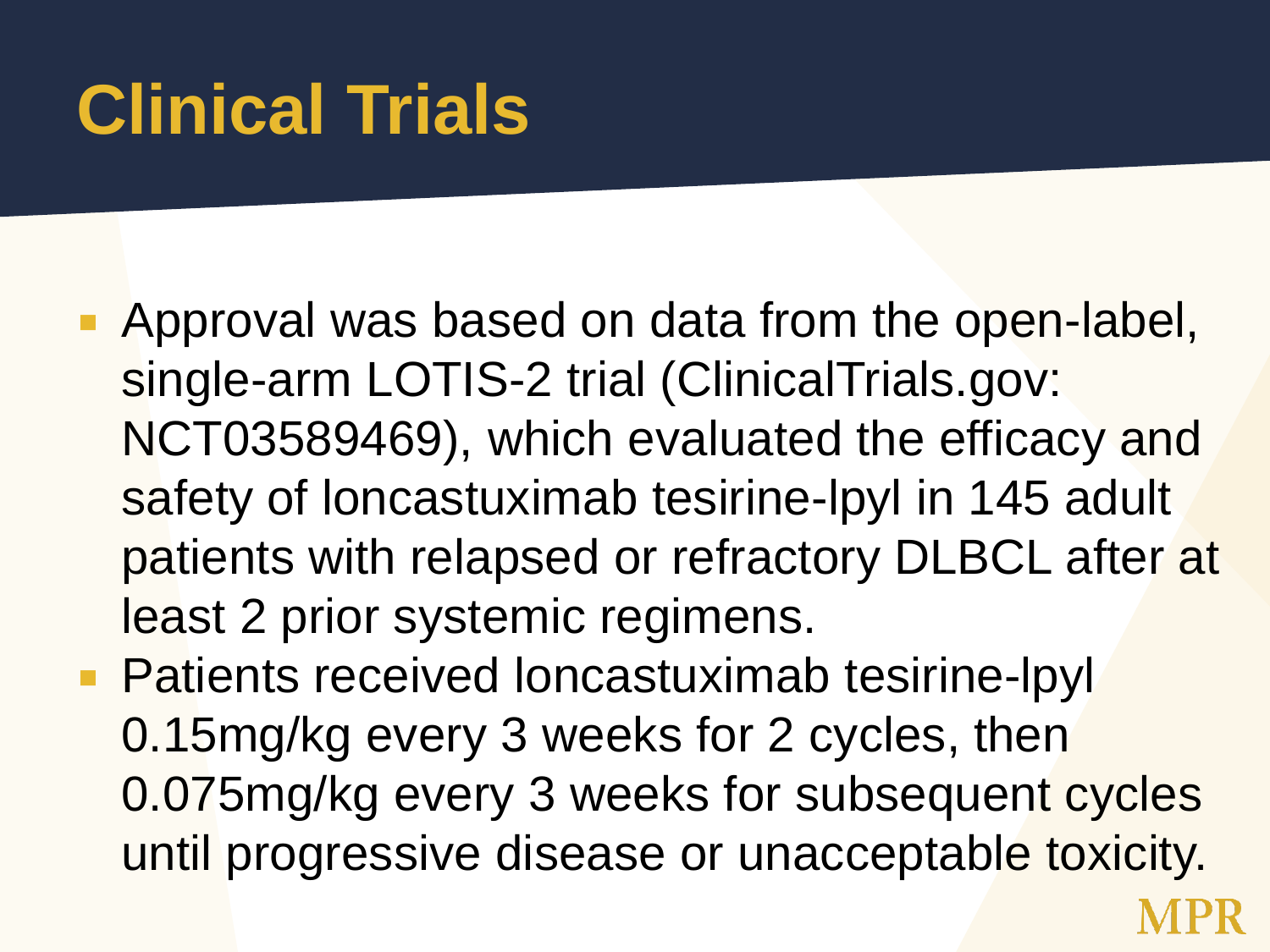# Clinical Trials

- Approval was based on data from the open-label, single-arm LOTIS-2 trial (ClinicalTrials.gov: NCT03589469), which evaluated the efficacy and safety of loncastuximab tesirine-lpyl in 145 adult patients with relapsed or refractory DLBCL after at least 2 prior systemic regimens.
- Patients received loncastuximab tesirine-lpyl 0.15mg/kg every 3 weeks for 2 cycles, then 0.075mg/kg every 3 weeks for subsequent cycles until progressive disease or unacceptable toxicity.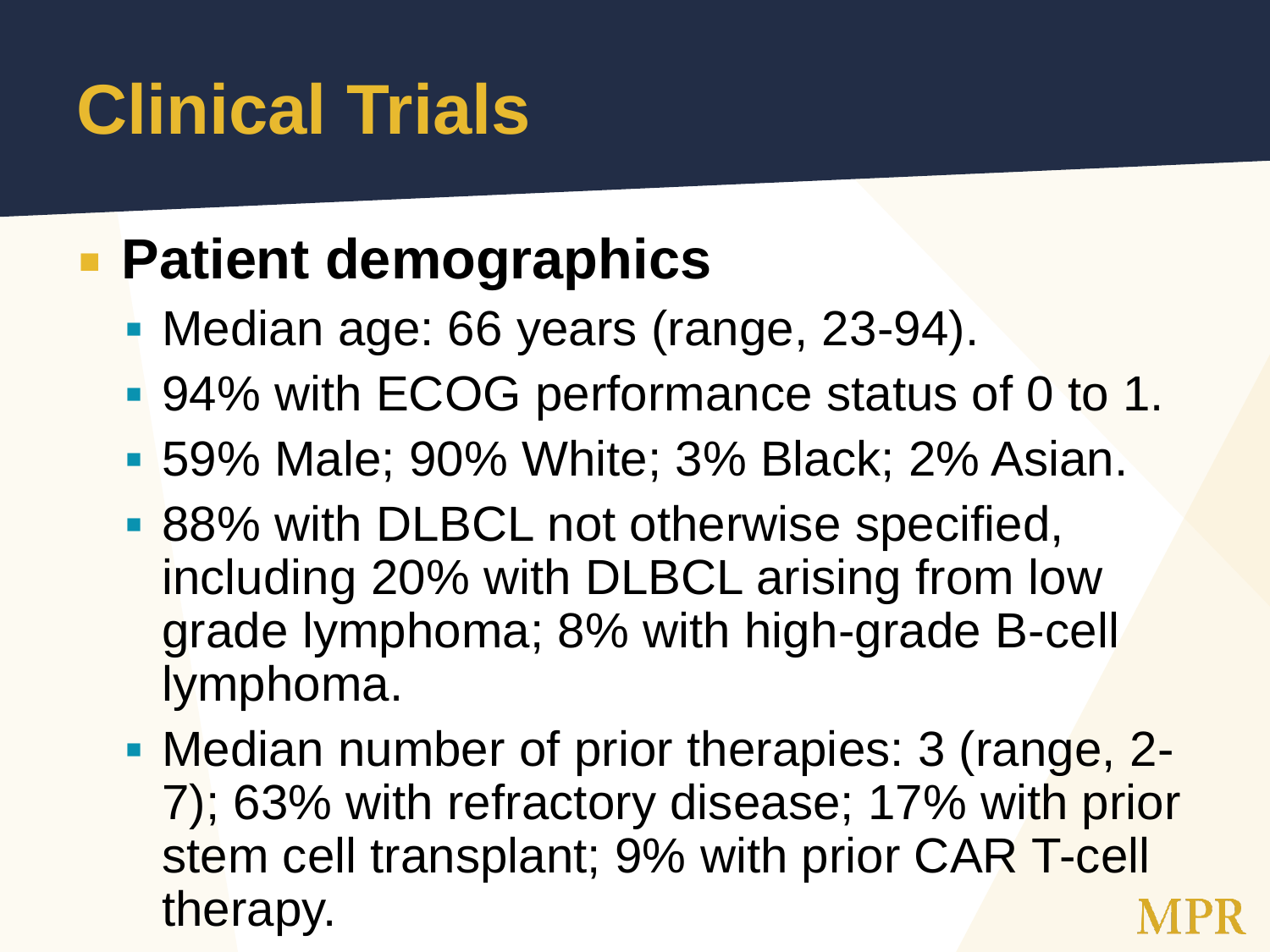# Clinical Trials

- **Patient demographics**
  - Median age: 66 years (range, 23-94).
  - 94% with ECOG performance status of 0 to 1.
  - 59% Male; 90% White; 3% Black; 2% Asian.
  - 88% with DLBCL not otherwise specified, including 20% with DLBCL arising from low grade lymphoma; 8% with high-grade B-cell lymphoma.
  - Median number of prior therapies: 3 (range, 2-7); 63% with refractory disease; 17% with prior stem cell transplant; 9% with prior CAR T-cell therapy.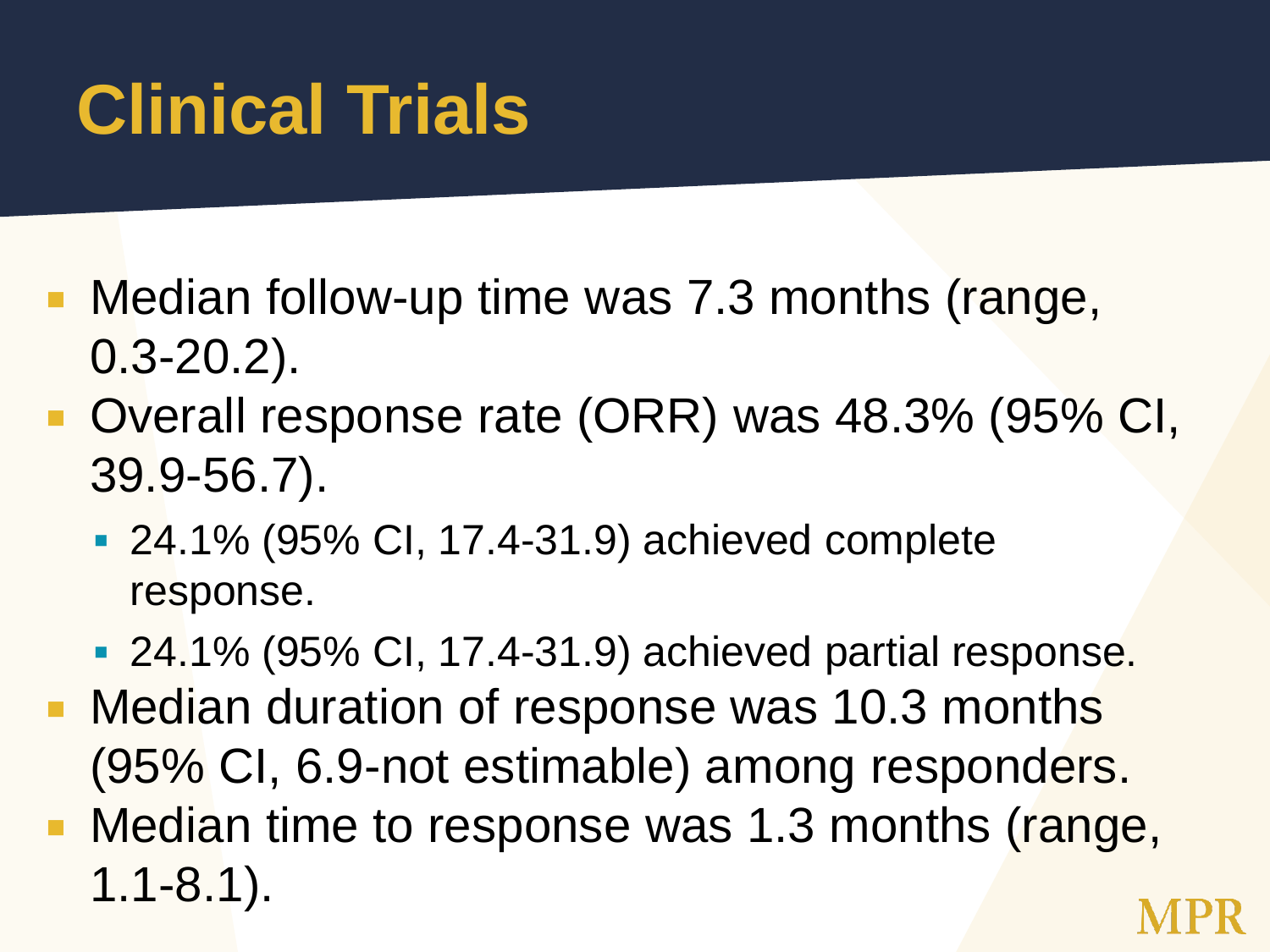# Clinical Trials

- Median follow-up time was 7.3 months (range, 0.3-20.2).
- Overall response rate (ORR) was 48.3% (95% CI, 39.9-56.7).
  - 24.1% (95% CI, 17.4-31.9) achieved complete response.
  - 24.1% (95% CI, 17.4-31.9) achieved partial response.
- Median duration of response was 10.3 months (95% CI, 6.9-not estimable) among responders.
- Median time to response was 1.3 months (range, 1.1-8.1).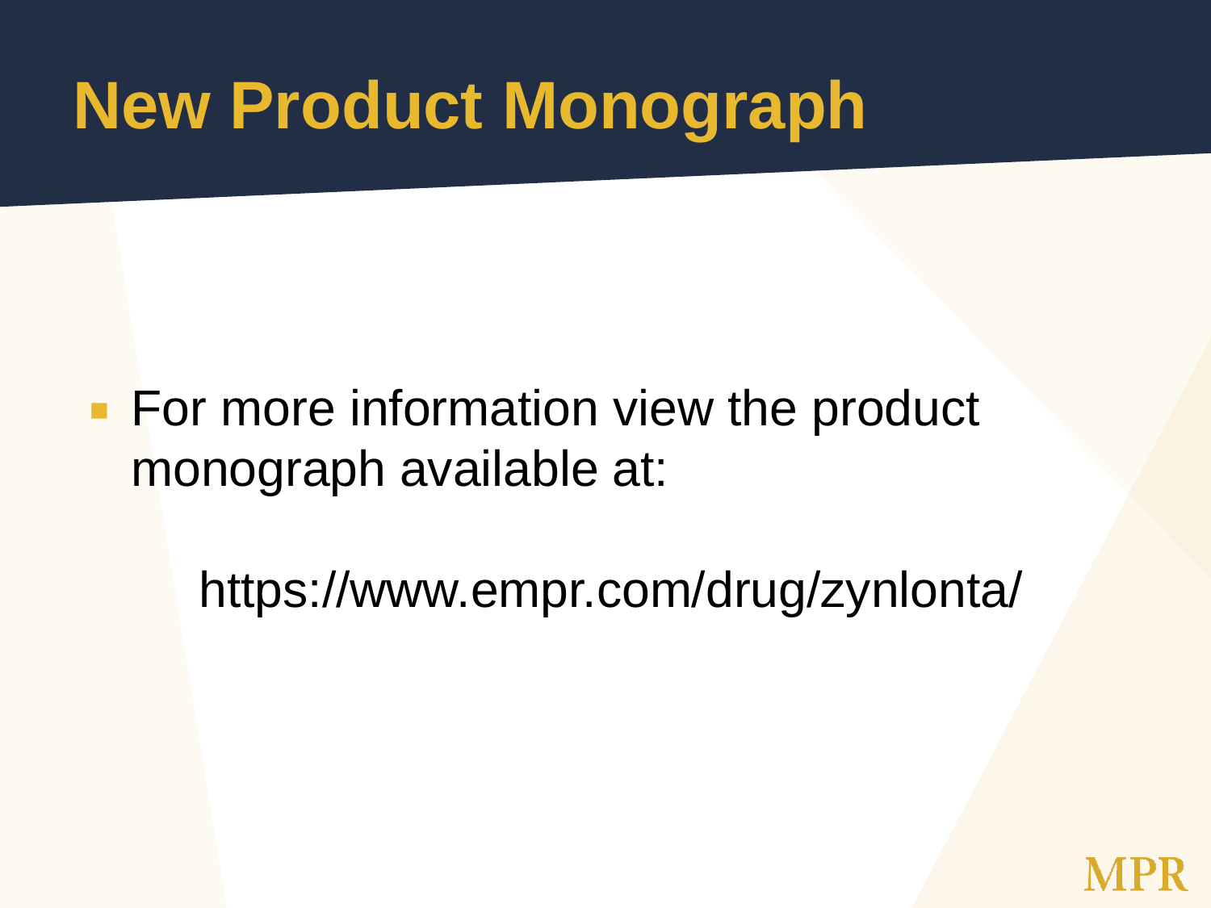# New Product Monograph

- For more information view the product monograph available at:

  https://www.empr.com/drug/zynlonta/